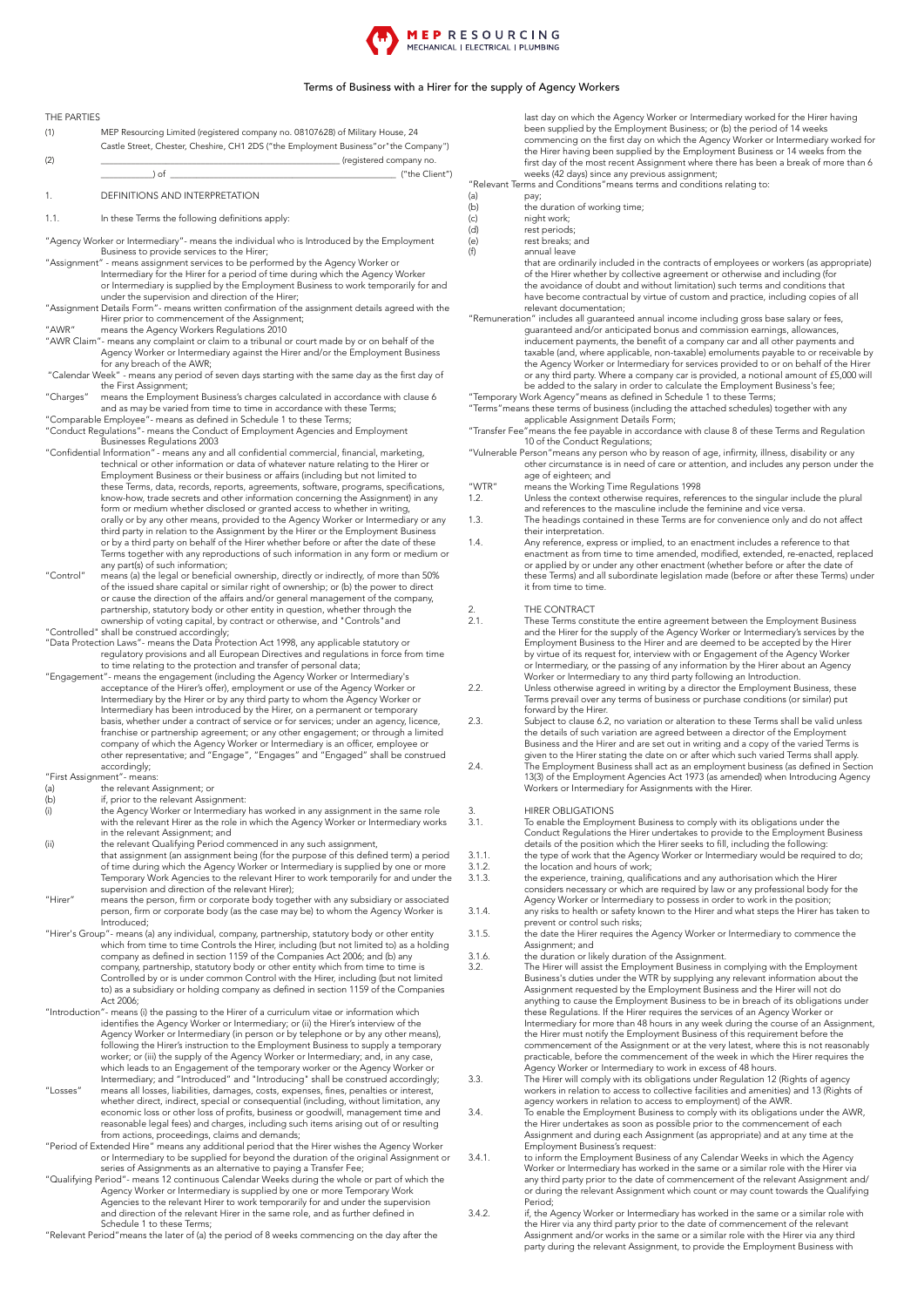MEP RESOURCING
MECHANICAL | ELECTRICAL | PLUMBING

# Terms of Business with a Hirer for the supply of Agency Workers

THE PARTIES

(1) MEP Resourcing Limited (registered company no. 08107628) of Military House, 24 Castle Street, Chester, Cheshire, CH1 2DS ("the Employment Business"or"the Company")

(2) ____________________________________________ (registered company no. __________) of ____________________________________________ ("the Client")

## 1. DEFINITIONS AND INTERPRETATION

1.1. In these Terms the following definitions apply:

"Agency Worker or Intermediary"- means the individual who is Introduced by the Employment Business to provide services to the Hirer;

"Assignment" - means assignment services to be performed by the Agency Worker or Intermediary for the Hirer for a period of time during which the Agency Worker or Intermediary is supplied by the Employment Business to work temporarily for and under the supervision and direction of the Hirer;

"Assignment Details Form"- means written confirmation of the assignment details agreed with the Hirer prior to commencement of the Assignment;

"AWR" means the Agency Workers Regulations 2010

"AWR Claim"- means any complaint or claim to a tribunal or court made by or on behalf of the Agency Worker or Intermediary against the Hirer and/or the Employment Business for any breach of the AWR;

"Calendar Week" - means any period of seven days starting with the same day as the first day of the First Assignment;

"Charges" means the Employment Business's charges calculated in accordance with clause 6 and as may be varied from time to time in accordance with these Terms;

"Comparable Employee"- means as defined in Schedule 1 to these Terms;

"Conduct Regulations"- means the Conduct of Employment Agencies and Employment Businesses Regulations 2003

"Confidential Information"- means any and all confidential commercial, financial, marketing, technical or other information or data of whatever nature relating to the Hirer or Employment Business or their business or affairs (including but not limited to these Terms, data, records, reports, agreements, software, programs, specifications, know-how, trade secrets and other information concerning the Assignment) in any form or medium whether disclosed or granted access to whether in writing, orally or by any other means, provided to the Agency Worker or Intermediary or any third party in relation to the Assignment by the Hirer or the Employment Business or by a third party on behalf of the Hirer whether before or after the date of these Terms together with any reproductions of such information in any form or medium or any part(s) of such information;

"Control" means (a) the legal or beneficial ownership, directly or indirectly, of more than 50% of the issued share capital or similar right of ownership; or (b) the power to direct or cause the direction of the affairs and/or general management of the company, partnership, statutory body or other entity in question, whether through the ownership of voting capital, by contract or otherwise, and "Controls"and "Controlled" shall be construed accordingly;

"Data Protection Laws"- means the Data Protection Act 1998, any applicable statutory or regulatory provisions and all European Directives and regulations in force from time to time relating to the protection and transfer of personal data;

"Engagement"- means the engagement (including the Agency Worker or Intermediary's acceptance of the Hirer's offer), employment or use of the Agency Worker or Intermediary by the Hirer or by any third party to whom the Agency Worker or Intermediary has been introduced by the Hirer, on a permanent or temporary basis, whether under a contract of service or for services; under an agency, licence, franchise or partnership agreement; or any other engagement; or through a limited company of which the Agency Worker or Intermediary is an officer, employee or other representative; and "Engage", "Engages" and "Engaged" shall be construed accordingly;

"First Assignment"- means:

(a) the relevant Assignment; or

(b) if, prior to the relevant Assignment:

(i) the Agency Worker or Intermediary has worked in any assignment in the same role with the relevant Hirer as the role in which the Agency Worker or Intermediary works in the relevant Assignment; and

(ii) the relevant Qualifying Period commenced in any such assignment,

that assignment (an assignment being (for the purpose of this defined term) a period of time during which the Agency Worker or Intermediary is supplied by one or more Temporary Work Agencies to the relevant Hirer to work temporarily for and under the supervision and direction of the relevant Hirer);

"Hirer" means the person, firm or corporate body together with any subsidiary or associated person, firm or corporate body (as the case may be) to whom the Agency Worker is Introduced;

"Hirer's Group"- means (a) any individual, company, partnership, statutory body or other entity which from time to time Controls the Hirer, including (but not limited to) as a holding company as defined in section 1159 of the Companies Act 2006; and (b) any company, partnership, statutory body or other entity which from time to time is Controlled by or is under common Control with the Hirer, including (but not limited to) as a subsidiary or holding company as defined in section 1159 of the Companies Act 2006;

"Introduction"- means (i) the passing to the Hirer of a curriculum vitae or information which identifies the Agency Worker or Intermediary; or (ii) the Hirer's interview of the Agency Worker or Intermediary (in person or by telephone or by any other means), following the Hirer's instruction to the Employment Business to supply a temporary worker; or (iii) the supply of the Agency Worker or Intermediary; and, in any case, which leads to an Engagement of the temporary worker or the Agency Worker or Intermediary; and "Introduced" and "Introducing" shall be construed accordingly;

"Losses" means all losses, liabilities, damages, costs, expenses, fines, penalties or interest, whether direct, indirect, special or consequential (including, without limitation, any economic loss or other loss of profits, business or goodwill, management time and reasonable legal fees) and charges, including such items arising out of or resulting from actions, proceedings, claims and demands;

"Period of Extended Hire" means any additional period that the Hirer wishes the Agency Worker or Intermediary to be supplied for beyond the duration of the original Assignment or series of Assignments as an alternative to paying a Transfer Fee;

"Qualifying Period"- means 12 continuous Calendar Weeks during the whole or part of which the Agency Worker or Intermediary is supplied by one or more Temporary Work Agencies to the relevant Hirer to work temporarily for and under the supervision and direction of the relevant Hirer in the same role, and as further defined in Schedule 1 to these Terms;

"Relevant Period"means the later of (a) the period of 8 weeks commencing on the day after the last day on which the Agency Worker or Intermediary worked for the Hirer having been supplied by the Employment Business; or (b) the period of 14 weeks commencing on the first day on which the Agency Worker or Intermediary worked for the Hirer having been supplied by the Employment Business or 14 weeks from the first day of the most recent Assignment where there has been a break of more than 6 weeks (42 days) since any previous assignment;

"Relevant Terms and Conditions"means terms and conditions relating to:

(a) pay;

(b) the duration of working time;

(c) night work;

(d) rest periods;

(e) rest breaks; and

(f) annual leave

that are ordinarily included in the contracts of employees or workers (as appropriate) of the Hirer whether by collective agreement or otherwise and including (for the avoidance of doubt and without limitation) such terms and conditions that have become contractual by virtue of custom and practice, including copies of all relevant documentation;

"Remuneration" includes all guaranteed annual income including gross base salary or fees, guaranteed and/or anticipated bonus and commission earnings, allowances, inducement payments, the benefit of a company car and all other payments and taxable (and, where applicable, non-taxable) emoluments payable to or receivable by the Agency Worker or Intermediary for services provided to or on behalf of the Hirer or any third party. Where a company car is provided, a notional amount of £5,000 will be added to the salary in order to calculate the Employment Business's fee;

"Temporary Work Agency"means as defined in Schedule 1 to these Terms;

"Terms"means these terms of business (including the attached schedules) together with any applicable Assignment Details Form;

"Transfer Fee"means the fee payable in accordance with clause 8 of these Terms and Regulation 10 of the Conduct Regulations;

"Vulnerable Person"means any person who by reason of age, infirmity, illness, disability or any other circumstance is in need of care or attention, and includes any person under the age of eighteen; and

"WTR" means the Working Time Regulations 1998

1.2. Unless the context otherwise requires, references to the singular include the plural and references to the masculine include the feminine and vice versa.

1.3. The headings contained in these Terms are for convenience only and do not affect their interpretation.

1.4. Any reference, express or implied, to an enactment includes a reference to that enactment as from time to time amended, modified, extended, re-enacted, replaced or applied by or under any other enactment (whether before or after the date of these Terms) and all subordinate legislation made (before or after these Terms) under it from time to time.

## 2. THE CONTRACT

2.1. These Terms constitute the entire agreement between the Employment Business and the Hirer for the supply of the Agency Worker or Intermediary's services by the Employment Business to the Hirer and are deemed to be accepted by the Hirer by virtue of its request for, interview with or Engagement of the Agency Worker or Intermediary, or the passing of any information by the Hirer about an Agency Worker or Intermediary to any third party following an Introduction.

2.2. Unless otherwise agreed in writing by a director the Employment Business, these Terms prevail over any terms of business or purchase conditions (or similar) put forward by the Hirer.

2.3. Subject to clause 6.2, no variation or alteration to these Terms shall be valid unless the details of such variation are agreed between a director of the Employment Business and the Hirer and are set out in writing and a copy of the varied Terms is given to the Hirer stating the date on or after which such varied Terms shall apply.

2.4. The Employment Business shall act as an employment business (as defined in Section 13(3) of the Employment Agencies Act 1973 (as amended) when Introducing Agency Workers or Intermediary for Assignments with the Hirer.

## 3. HIRER OBLIGATIONS

3.1. To enable the Employment Business to comply with its obligations under the Conduct Regulations the Hirer undertakes to provide to the Employment Business details of the position which the Hirer seeks to fill, including the following:

3.1.1. the type of work that the Agency Worker or Intermediary would be required to do;

3.1.2. the location and hours of work;

3.1.3. the experience, training, qualifications and any authorisation which the Hirer considers necessary or which are required by law or any professional body for the Agency Worker or Intermediary to possess in order to work in the position;

3.1.4. any risks to health or safety known to the Hirer and what steps the Hirer has taken to prevent or control such risks;

3.1.5. the date the Hirer requires the Agency Worker or Intermediary to commence the Assignment; and

3.1.6. the duration or likely duration of the Assignment.

3.2. The Hirer will assist the Employment Business in complying with the Employment Business's duties under the WTR by supplying any relevant information about the Assignment requested by the Employment Business and the Hirer will not do anything to cause the Employment Business to be in breach of its obligations under these Regulations. If the Hirer requires the services of an Agency Worker or Intermediary for more than 48 hours in any week during the course of an Assignment, the Hirer must notify the Employment Business of this requirement before the commencement of the Assignment or at the very latest, where this is not reasonably practicable, before the commencement of the week in which the Hirer requires the Agency Worker or Intermediary to work in excess of 48 hours.

3.3. The Hirer will comply with its obligations under Regulation 12 (Rights of agency workers in relation to access to collective facilities and amenities) and 13 (Rights of agency workers in relation to access to employment) of the AWR.

3.4. To enable the Employment Business to comply with its obligations under the AWR, the Hirer undertakes as soon as possible prior to the commencement of each Assignment and during each Assignment (as appropriate) and at any time at the Employment Business's request:

3.4.1. to inform the Employment Business of any Calendar Weeks in which the Agency Worker or Intermediary has worked in the same or a similar role with the Hirer via any third party prior to the date of commencement of the relevant Assignment and/ or during the relevant Assignment which count or may count towards the Qualifying Period;

3.4.2. if, the Agency Worker or Intermediary has worked in the same or a similar role with the Hirer via any third party prior to the date of commencement of the relevant Assignment and/or works in the same or a similar role with the Hirer via any third party during the relevant Assignment, to provide the Employment Business with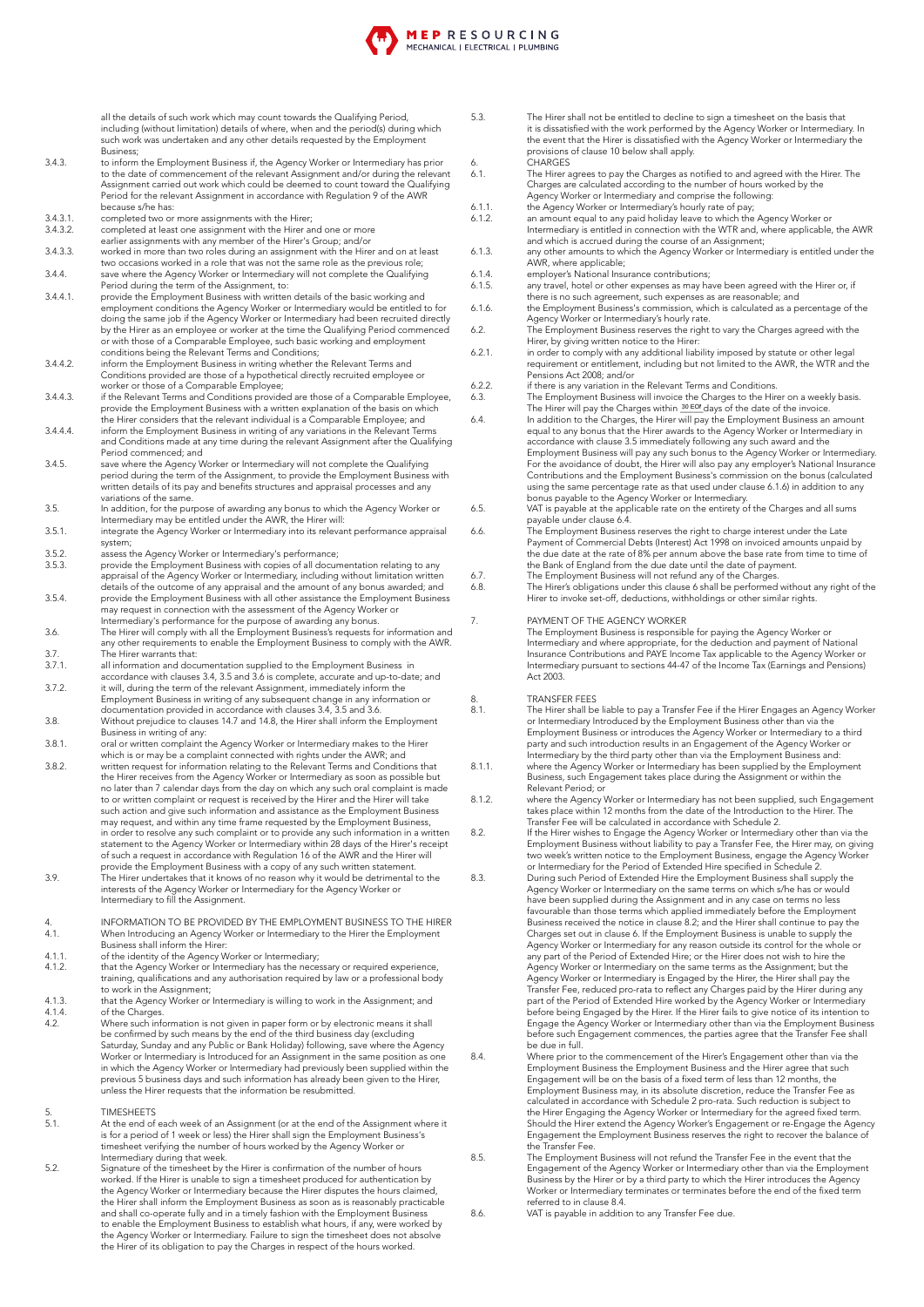all the details of such work which may count towards the Qualifying Period, including (without limitation) details of where, when and the period(s) during which such work was undertaken and any other details requested by the Employment Business;

3.4.3. to inform the Employment Business if, the Agency Worker or Intermediary has prior to the date of commencement of the relevant Assignment and/or during the relevant Assignment carried out work which could be deemed to count toward the Qualifying Period for the relevant Assignment in accordance with Regulation 9 of the AWR because s/he has:

3.4.3.1. completed two or more assignments with the Hirer;

3.4.3.2. completed at least one assignment with the Hirer and one or more earlier assignments with any member of the Hirer's Group; and/or

3.4.3.3. worked in more than two roles during an assignment with the Hirer and on at least two occasions worked in a role that was not the same role as the previous role;

3.4.4. save where the Agency Worker or Intermediary will not complete the Qualifying Period during the term of the Assignment, to:

3.4.4.1. provide the Employment Business with written details of the basic working and employment conditions the Agency Worker or Intermediary would be entitled to for doing the same job if the Agency Worker or Intermediary had been recruited directly by the Hirer as an employee or worker at the time the Qualifying Period commenced or with those of a Comparable Employee, such basic working and employment conditions being the Relevant Terms and Conditions;

3.4.4.2. inform the Employment Business in writing whether the Relevant Terms and Conditions provided are those of a hypothetical directly recruited employee or worker or those of a Comparable Employee;

3.4.4.3. if the Relevant Terms and Conditions provided are those of a Comparable Employee, provide the Employment Business with a written explanation of the basis on which the Hirer considers that the relevant individual is a Comparable Employee; and

3.4.4.4. inform the Employment Business in writing of any variations in the Relevant Terms and Conditions made at any time during the relevant Assignment after the Qualifying Period commenced; and

3.4.5. save where the Agency Worker or Intermediary will not complete the Qualifying period during the term of the Assignment, to provide the Employment Business with written details of its pay and benefits structures and appraisal processes and any variations of the same.

3.5. In addition, for the purpose of awarding any bonus to which the Agency Worker or Intermediary may be entitled under the AWR, the Hirer will:

3.5.1. integrate the Agency Worker or Intermediary into its relevant performance appraisal system;

3.5.2. assess the Agency Worker or Intermediary's performance;

3.5.3. provide the Employment Business with copies of all documentation relating to any appraisal of the Agency Worker or Intermediary, including without limitation written details of the outcome of any appraisal and the amount of any bonus awarded; and

3.5.4. provide the Employment Business with all other assistance the Employment Business may request in connection with the assessment of the Agency Worker or Intermediary's performance for the purpose of awarding any bonus.

3.6. The Hirer will comply with all the Employment Business's requests for information and any other requirements to enable the Employment Business to comply with the AWR.

3.7. The Hirer warrants that:

3.7.1. all information and documentation supplied to the Employment Business in accordance with clauses 3.4, 3.5 and 3.6 is complete, accurate and up-to-date; and

3.7.2. it will, during the term of the relevant Assignment, immediately inform the Employment Business in writing of any subsequent change in any information or documentation provided in accordance with clauses 3.4, 3.5 and 3.6.

3.8. Without prejudice to clauses 14.7 and 14.8, the Hirer shall inform the Employment Business in writing of any:

3.8.1. oral or written complaint the Agency Worker or Intermediary makes to the Hirer which is or may be a complaint connected with rights under the AWR; and

3.8.2. written request for information relating to the Relevant Terms and Conditions that the Hirer receives from the Agency Worker or Intermediary as soon as possible but no later than 7 calendar days from the day on which any such oral complaint is made to or written complaint or request is received by the Hirer and the Hirer will take such action and give such information and assistance as the Employment Business may request, and within any time frame requested by the Employment Business, in order to resolve any such complaint or to provide any such information in a written statement to the Agency Worker or Intermediary within 28 days of the Hirer's receipt of such a request in accordance with Regulation 16 of the AWR and the Hirer will provide the Employment Business with a copy of any such written statement.

3.9. The Hirer undertakes that it knows of no reason why it would be detrimental to the interests of the Agency Worker or Intermediary for the Agency Worker or Intermediary to fill the Assignment.

## 4. INFORMATION TO BE PROVIDED BY THE EMPLOYMENT BUSINESS TO THE HIRER

4.1. When Introducing an Agency Worker or Intermediary to the Hirer the Employment Business shall inform the Hirer:

4.1.1. of the identity of the Agency Worker or Intermediary;

4.1.2. that the Agency Worker or Intermediary has the necessary or required experience, training, qualifications and any authorisation required by law or a professional body to work in the Assignment;

4.1.3. that the Agency Worker or Intermediary is willing to work in the Assignment; and

4.1.4. of the Charges.

4.2. Where such information is not given in paper form or by electronic means it shall be confirmed by such means by the end of the third business day (excluding Saturday, Sunday and any Public or Bank Holiday) following, save where the Agency Worker or Intermediary is Introduced for an Assignment in the same position as one in which the Agency Worker or Intermediary had previously been supplied within the previous 5 business days and such information has already been given to the Hirer, unless the Hirer requests that the information be resubmitted.

## 5. TIMESHEETS

5.1. At the end of each week of an Assignment (or at the end of the Assignment where it is for a period of 1 week or less) the Hirer shall sign the Employment Business's timesheet verifying the number of hours worked by the Agency Worker or Intermediary during that week.

5.2. Signature of the timesheet by the Hirer is confirmation of the number of hours worked. If the Hirer is unable to sign a timesheet produced for authentication by the Agency Worker or Intermediary because the Hirer disputes the hours claimed, the Hirer shall inform the Employment Business as soon as is reasonably practicable and shall co-operate fully and in a timely fashion with the Employment Business to enable the Employment Business to establish what hours, if any, were worked by the Agency Worker or Intermediary. Failure to sign the timesheet does not absolve the Hirer of its obligation to pay the Charges in respect of the hours worked.

5.3. The Hirer shall not be entitled to decline to sign a timesheet on the basis that it is dissatisfied with the work performed by the Agency Worker or Intermediary. In the event that the Hirer is dissatisfied with the Agency Worker or Intermediary the provisions of clause 10 below shall apply.

## 6. CHARGES

6.1. The Hirer agrees to pay the Charges as notified to and agreed with the Hirer. The Charges are calculated according to the number of hours worked by the Agency Worker or Intermediary and comprise the following:

6.1.1. the Agency Worker or Intermediary's hourly rate of pay;

6.1.2. an amount equal to any paid holiday leave to which the Agency Worker or Intermediary is entitled in connection with the WTR and, where applicable, the AWR and which is accrued during the course of an Assignment;

6.1.3. any other amounts to which the Agency Worker or Intermediary is entitled under the AWR, where applicable;

6.1.4. employer's National Insurance contributions;

6.1.5. any travel, hotel or other expenses as may have been agreed with the Hirer or, if there is no such agreement, such expenses as are reasonable; and

6.1.6. the Employment Business's commission, which is calculated as a percentage of the Agency Worker or Intermediary's hourly rate.

6.2. The Employment Business reserves the right to vary the Charges agreed with the Hirer, by giving written notice to the Hirer:

6.2.1. in order to comply with any additional liability imposed by statute or other legal requirement or entitlement, including but not limited to the AWR, the WTR and the Pensions Act 2008; and/or

6.2.2. if there is any variation in the Relevant Terms and Conditions.

6.3. The Employment Business will invoice the Charges to the Hirer on a weekly basis. The Hirer will pay the Charges within 30 EOF days of the date of the invoice.

6.4. In addition to the Charges, the Hirer will pay the Employment Business an amount equal to any bonus that the Hirer awards to the Agency Worker or Intermediary in accordance with clause 3.5 immediately following any such award and the Employment Business will pay any such bonus to the Agency Worker or Intermediary. For the avoidance of doubt, the Hirer will also pay any employer's National Insurance Contributions and the Employment Business's commission on the bonus (calculated using the same percentage rate as that used under clause 6.1.6) in addition to any bonus payable to the Agency Worker or Intermediary.

6.5. VAT is payable at the applicable rate on the entirety of the Charges and all sums payable under clause 6.4.

6.6. The Employment Business reserves the right to charge interest under the Late Payment of Commercial Debts (Interest) Act 1998 on invoiced amounts unpaid by the due date at the rate of 8% per annum above the base rate from time to time of the Bank of England from the due date until the date of payment.

6.7. The Employment Business will not refund any of the Charges.

6.8. The Hirer's obligations under this clause 6 shall be performed without any right of the Hirer to invoke set-off, deductions, withholdings or other similar rights.

## 7. PAYMENT OF THE AGENCY WORKER

The Employment Business is responsible for paying the Agency Worker or Intermediary and where appropriate, for the deduction and payment of National Insurance Contributions and PAYE Income Tax applicable to the Agency Worker or Intermediary pursuant to sections 44-47 of the Income Tax (Earnings and Pensions) Act 2003.

## 8. TRANSFER FEES

8.1. The Hirer shall be liable to pay a Transfer Fee if the Hirer Engages an Agency Worker or Intermediary Introduced by the Employment Business other than via the Employment Business or introduces the Agency Worker or Intermediary to a third party and such introduction results in an Engagement of the Agency Worker or Intermediary by the third party other than via the Employment Business and:

8.1.1. where the Agency Worker or Intermediary has been supplied by the Employment Business, such Engagement takes place during the Assignment or within the Relevant Period; or

8.1.2. where the Agency Worker or Intermediary has not been supplied, such Engagement takes place within 12 months from the date of the Introduction to the Hirer. The Transfer Fee will be calculated in accordance with Schedule 2.

8.2. If the Hirer wishes to Engage the Agency Worker or Intermediary other than via the Employment Business without liability to pay a Transfer Fee, the Hirer may, on giving two week's written notice to the Employment Business, engage the Agency Worker or Intermediary for the Period of Extended Hire specified in Schedule 2.

8.3. During such Period of Extended Hire the Employment Business shall supply the Agency Worker or Intermediary on the same terms on which s/he has or would have been supplied during the Assignment and in any case on terms no less favourable than those terms which applied immediately before the Employment Business received the notice in clause 8.2; and the Hirer shall continue to pay the Charges set out in clause 6. If the Employment Business is unable to supply the Agency Worker or Intermediary for any reason outside its control for the whole or any part of the Period of Extended Hire; or the Hirer does not wish to hire the Agency Worker or Intermediary on the same terms as the Assignment; but the Agency Worker or Intermediary is Engaged by the Hirer, the Hirer shall pay the Transfer Fee, reduced pro-rata to reflect any Charges paid by the Hirer during any part of the Period of Extended Hire worked by the Agency Worker or Intermediary before being Engaged by the Hirer. If the Hirer fails to give notice of its intention to Engage the Agency Worker or Intermediary other than via the Employment Business before such Engagement commences, the parties agree that the Transfer Fee shall be due in full.

8.4. Where prior to the commencement of the Hirer's Engagement other than via the Employment Business the Employment Business and the Hirer agree that such Engagement will be on the basis of a fixed term of less than 12 months, the Employment Business may, in its absolute discretion, reduce the Transfer Fee as calculated in accordance with Schedule 2 pro-rata. Such reduction is subject to the Hirer Engaging the Agency Worker or Intermediary for the agreed fixed term. Should the Hirer extend the Agency Worker's Engagement or re-Engage the Agency Engagement the Employment Business reserves the right to recover the balance of the Transfer Fee.

8.5. The Employment Business will not refund the Transfer Fee in the event that the Engagement of the Agency Worker or Intermediary other than via the Employment Business by the Hirer or by a third party to which the Hirer introduces the Agency Worker or Intermediary terminates or terminates before the end of the fixed term referred to in clause 8.4.

8.6. VAT is payable in addition to any Transfer Fee due.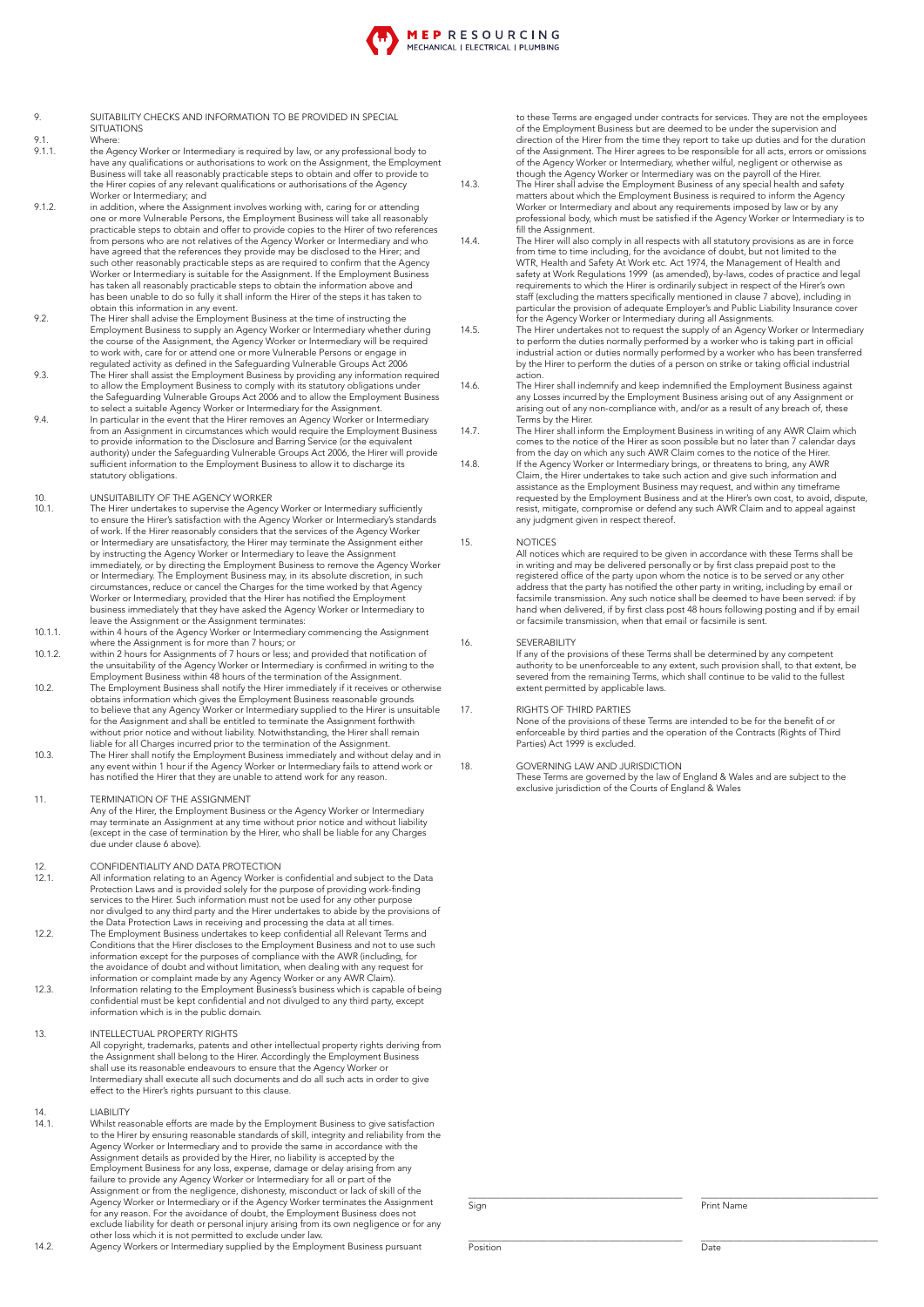## 9. SUITABILITY CHECKS AND INFORMATION TO BE PROVIDED IN SPECIAL SITUATIONS

9.1. Where:

9.1.1. the Agency Worker or Intermediary is required by law, or any professional body to have any qualifications or authorisations to work on the Assignment, the Employment Business will take all reasonably practicable steps to obtain and offer to provide to the Hirer copies of any relevant qualifications or authorisations of the Agency Worker or Intermediary; and

9.1.2. in addition, where the Assignment involves working with, caring for or attending one or more Vulnerable Persons, the Employment Business will take all reasonably practicable steps to obtain and offer to provide copies to the Hirer of two references from persons who are not relatives of the Agency Worker or Intermediary and who have agreed that the references they provide may be disclosed to the Hirer; and such other reasonably practicable steps as are required to confirm that the Agency Worker or Intermediary is suitable for the Assignment. If the Employment Business has taken all reasonably practicable steps to obtain the information above and has been unable to do so fully it shall inform the Hirer of the steps it has taken to obtain this information in any event.

9.2. The Hirer shall advise the Employment Business at the time of instructing the Employment Business to supply an Agency Worker or Intermediary whether during the course of the Assignment, the Agency Worker or Intermediary will be required to work with, care for or attend one or more Vulnerable Persons or engage in regulated activity as defined in the Safeguarding Vulnerable Groups Act 2006

9.3. The Hirer shall assist the Employment Business by providing any information required to allow the Employment Business to comply with its statutory obligations under the Safeguarding Vulnerable Groups Act 2006 and to allow the Employment Business to select a suitable Agency Worker or Intermediary for the Assignment.

9.4. In particular in the event that the Hirer removes an Agency Worker or Intermediary from an Assignment in circumstances which would require the Employment Business to provide information to the Disclosure and Barring Service (or the equivalent authority) under the Safeguarding Vulnerable Groups Act 2006, the Hirer will provide sufficient information to the Employment Business to allow it to discharge its statutory obligations.

## 10. UNSUITABILITY OF THE AGENCY WORKER

10.1. The Hirer undertakes to supervise the Agency Worker or Intermediary sufficiently to ensure the Hirer's satisfaction with the Agency Worker or Intermediary's standards of work. If the Hirer reasonably considers that the services of the Agency Worker or Intermediary are unsatisfactory, the Hirer may terminate the Assignment either by instructing the Agency Worker or Intermediary to leave the Assignment immediately, or by directing the Employment Business to remove the Agency Worker or Intermediary. The Employment Business may, in its absolute discretion, in such circumstances, reduce or cancel the Charges for the time worked by that Agency Worker or Intermediary, provided that the Hirer has notified the Employment business immediately that they have asked the Agency Worker or Intermediary to leave the Assignment or the Assignment terminates:

10.1.1. within 4 hours of the Agency Worker or Intermediary commencing the Assignment where the Assignment is for more than 7 hours; or

10.1.2. within 2 hours for Assignments of 7 hours or less; and provided that notification of the unsuitability of the Agency Worker or Intermediary is confirmed in writing to the Employment Business within 48 hours of the termination of the Assignment.

10.2. The Employment Business shall notify the Hirer immediately if it receives or otherwise obtains information which gives the Employment Business reasonable grounds to believe that any Agency Worker or Intermediary supplied to the Hirer is unsuitable for the Assignment and shall be entitled to terminate the Assignment forthwith without prior notice and without liability. Notwithstanding, the Hirer shall remain liable for all Charges incurred prior to the termination of the Assignment.

10.3. The Hirer shall notify the Employment Business immediately and without delay and in any event within 1 hour if the Agency Worker or Intermediary fails to attend work or has notified the Hirer that they are unable to attend work for any reason.

## 11. TERMINATION OF THE ASSIGNMENT

Any of the Hirer, the Employment Business or the Agency Worker or Intermediary may terminate an Assignment at any time without prior notice and without liability (except in the case of termination by the Hirer, who shall be liable for any Charges due under clause 6 above).

## 12. CONFIDENTIALITY AND DATA PROTECTION

12.1. All information relating to an Agency Worker is confidential and subject to the Data Protection Laws and is provided solely for the purpose of providing work-finding services to the Hirer. Such information must not be used for any other purpose nor divulged to any third party and the Hirer undertakes to abide by the provisions of the Data Protection Laws in receiving and processing the data at all times.

12.2. The Employment Business undertakes to keep confidential all Relevant Terms and Conditions that the Hirer discloses to the Employment Business and not to use such information except for the purposes of compliance with the AWR (including, for the avoidance of doubt and without limitation, when dealing with any request for information or complaint made by any Agency Worker or any AWR Claim).

12.3. Information relating to the Employment Business's business which is capable of being confidential must be kept confidential and not divulged to any third party, except information which is in the public domain.

## 13. INTELLECTUAL PROPERTY RIGHTS

All copyright, trademarks, patents and other intellectual property rights deriving from the Assignment shall belong to the Hirer. Accordingly the Employment Business shall use its reasonable endeavours to ensure that the Agency Worker or Intermediary shall execute all such documents and do all such acts in order to give effect to the Hirer's rights pursuant to this clause.

## 14. LIABILITY

14.1. Whilst reasonable efforts are made by the Employment Business to give satisfaction to the Hirer by ensuring reasonable standards of skill, integrity and reliability from the Agency Worker or Intermediary and to provide the same in accordance with the Assignment details as provided by the Hirer, no liability is accepted by the Employment Business for any loss, expense, damage or delay arising from any failure to provide any Agency Worker or Intermediary for all or part of the Assignment or from the negligence, dishonesty, misconduct or lack of skill of the Agency Worker or Intermediary or if the Agency Worker terminates the Assignment for any reason. For the avoidance of doubt, the Employment Business does not exclude liability for death or personal injury arising from its own negligence or for any other loss which it is not permitted to exclude under law.

14.2. Agency Workers or Intermediary supplied by the Employment Business pursuant to these Terms are engaged under contracts for services. They are not the employees of the Employment Business but are deemed to be under the supervision and direction of the Hirer from the time they report to take up duties and for the duration of the Assignment. The Hirer agrees to be responsible for all acts, errors or omissions of the Agency Worker or Intermediary, whether wilful, negligent or otherwise as though the Agency Worker or Intermediary was on the payroll of the Hirer.

14.3. The Hirer shall advise the Employment Business of any special health and safety matters about which the Employment Business is required to inform the Agency Worker or Intermediary and about any requirements imposed by law or by any professional body, which must be satisfied if the Agency Worker or Intermediary is to fill the Assignment.

14.4. The Hirer will also comply in all respects with all statutory provisions as are in force from time to time including, for the avoidance of doubt, but not limited to the WTR, Health and Safety At Work etc. Act 1974, the Management of Health and safety at Work Regulations 1999 (as amended), by-laws, codes of practice and legal requirements to which the Hirer is ordinarily subject in respect of the Hirer's own staff (excluding the matters specifically mentioned in clause 7 above), including in particular the provision of adequate Employer's and Public Liability Insurance cover for the Agency Worker or Intermediary during all Assignments.

14.5. The Hirer undertakes not to request the supply of an Agency Worker or Intermediary to perform the duties normally performed by a worker who is taking part in official industrial action or duties normally performed by a worker who has been transferred by the Hirer to perform the duties of a person on strike or taking official industrial action.

14.6. The Hirer shall indemnify and keep indemnified the Employment Business against any Losses incurred by the Employment Business arising out of any Assignment or arising out of any non-compliance with, and/or as a result of any breach of, these Terms by the Hirer.

14.7. The Hirer shall inform the Employment Business in writing of any AWR Claim which comes to the notice of the Hirer as soon possible but no later than 7 calendar days from the day on which any such AWR Claim comes to the notice of the Hirer.

14.8. If the Agency Worker or Intermediary brings, or threatens to bring, any AWR Claim, the Hirer undertakes to take such action and give such information and assistance as the Employment Business may request, and within any timeframe requested by the Employment Business and at the Hirer's own cost, to avoid, dispute, resist, mitigate, compromise or defend any such AWR Claim and to appeal against any judgment given in respect thereof.

## 15. NOTICES

All notices which are required to be given in accordance with these Terms shall be in writing and may be delivered personally or by first class prepaid post to the registered office of the party upon whom the notice is to be served or any other address that the party has notified the other party in writing, including by email or facsimile transmission. Any such notice shall be deemed to have been served: if by hand when delivered, if by first class post 48 hours following posting and if by email or facsimile transmission, when that email or facsimile is sent.

## 16. SEVERABILITY

If any of the provisions of these Terms shall be determined by any competent authority to be unenforceable to any extent, such provision shall, to that extent, be severed from the remaining Terms, which shall continue to be valid to the fullest extent permitted by applicable laws.

## 17. RIGHTS OF THIRD PARTIES

None of the provisions of these Terms are intended to be for the benefit of or enforceable by third parties and the operation of the Contracts (Rights of Third Parties) Act 1999 is excluded.

## 18. GOVERNING LAW AND JURISDICTION

These Terms are governed by the law of England & Wales and are subject to the exclusive jurisdiction of the Courts of England & Wales

Sign ______________________ Print Name ______________________

Position ______________________ Date ______________________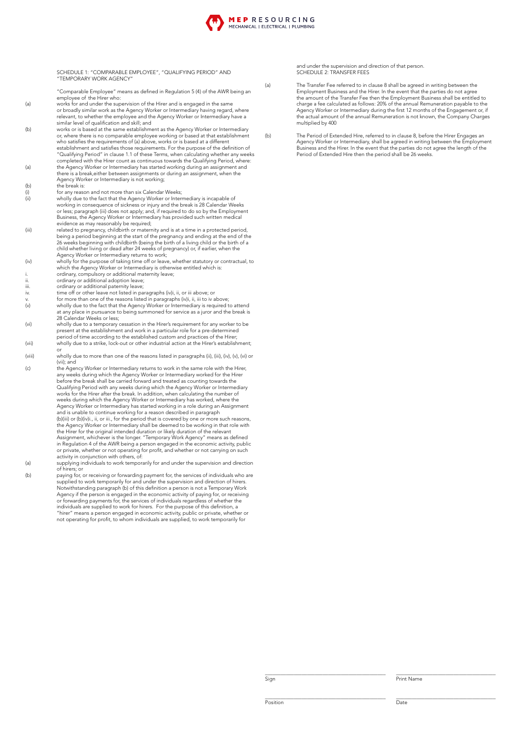## SCHEDULE 1: "COMPARABLE EMPLOYEE", "QUALIFYING PERIOD" AND "TEMPORARY WORK AGENCY"

"Comparable Employee" means as defined in Regulation 5 (4) of the AWR being an employee of the Hirer who:

(a) works for and under the supervision of the Hirer and is engaged in the same or broadly similar work as the Agency Worker or Intermediary having regard, where relevant, to whether the employee and the Agency Worker or Intermediary have a similar level of qualification and skill; and

(b) works or is based at the same establishment as the Agency Worker or Intermediary or, where there is no comparable employee working or based at that establishment who satisfies the requirements of (a) above, works or is based at a different establishment and satisfies those requirements. For the purpose of the definition of "Qualifying Period" in clause 1.1 of these Terms, when calculating whether any weeks completed with the Hirer count as continuous towards the Qualifying Period, where:

(a) the Agency Worker or Intermediary has started working during an assignment and there is a break,either between assignments or during an assignment, when the Agency Worker or Intermediary is not working;

(b) the break is:

(i) for any reason and not more than six Calendar Weeks;

(ii) wholly due to the fact that the Agency Worker or Intermediary is incapable of working in consequence of sickness or injury and the break is 28 Calendar Weeks or less; paragraph (iii) does not apply; and, if required to do so by the Employment Business, the Agency Worker or Intermediary has provided such written medical evidence as may reasonably be required;

(iii) related to pregnancy, childbirth or maternity and is at a time in a protected period, being a period beginning at the start of the pregnancy and ending at the end of the 26 weeks beginning with childbirth (being the birth of a living child or the birth of a child whether living or dead after 24 weeks of pregnancy) or, if earlier, when the Agency Worker or Intermediary returns to work;

(iv) wholly for the purpose of taking time off or leave, whether statutory or contractual, to which the Agency Worker or Intermediary is otherwise entitled which is:

i. ordinary, compulsory or additional maternity leave;

ii. ordinary or additional adoption leave;

iii. ordinary or additional paternity leave;

iv. time off or other leave not listed in paragraphs (iv)i, ii, or iii above; or

v. for more than one of the reasons listed in paragraphs (iv)i, ii, iii to iv above;

(v) wholly due to the fact that the Agency Worker or Intermediary is required to attend at any place in pursuance to being summoned for service as a juror and the break is 28 Calendar Weeks or less;

(vi) wholly due to a temporary cessation in the Hirer's requirement for any worker to be present at the establishment and work in a particular role for a pre-determined period of time according to the established custom and practices of the Hirer;

(vii) wholly due to a strike, lock-out or other industrial action at the Hirer's establishment; or

(viii) wholly due to more than one of the reasons listed in paragraphs (ii), (iii), (iv), (v), (vi) or (vii); and

(c) the Agency Worker or Intermediary returns to work in the same role with the Hirer, any weeks during which the Agency Worker or Intermediary worked for the Hirer before the break shall be carried forward and treated as counting towards the Qualifying Period with any weeks during which the Agency Worker or Intermediary works for the Hirer after the break. In addition, when calculating the number of weeks during which the Agency Worker or Intermediary has worked, where the Agency Worker or Intermediary has started working in a role during an Assignment and is unable to continue working for a reason described in paragraph (b)(iii) or (b)(iv)i., ii, or iii., for the period that is covered by one or more such reasons, the Agency Worker or Intermediary shall be deemed to be working in that role with the Hirer for the original intended duration or likely duration of the relevant Assignment, whichever is the longer. "Temporary Work Agency" means as defined in Regulation 4 of the AWR being a person engaged in the economic activity, public or private, whether or not operating for profit, and whether or not carrying on such activity in conjunction with others, of:

(a) supplying individuals to work temporarily for and under the supervision and direction of hirers; or

(b) paying for, or receiving or forwarding payment for, the services of individuals who are supplied to work temporarily for and under the supervision and direction of hirers. Notwithstanding paragraph (b) of this definition a person is not a Temporary Work Agency if the person is engaged in the economic activity of paying for, or receiving or forwarding payments for, the services of individuals regardless of whether the individuals are supplied to work for hirers. For the purpose of this definition, a "hirer" means a person engaged in economic activity, public or private, whether or not operating for profit, to whom individuals are supplied, to work temporarily for and under the supervision and direction of that person.

## SCHEDULE 2: TRANSFER FEES

(a) The Transfer Fee referred to in clause 8 shall be agreed in writing between the Employment Business and the Hirer. In the event that the parties do not agree the amount of the Transfer Fee then the Employment Business shall be entitled to charge a fee calculated as follows: 20% of the annual Remuneration payable to the Agency Worker or Intermediary during the first 12 months of the Engagement or, if the actual amount of the annual Remuneration is not known, the Company Charges multiplied by 400

(b) The Period of Extended Hire, referred to in clause 8, before the Hirer Engages an Agency Worker or Intermediary, shall be agreed in writing between the Employment Business and the Hirer. In the event that the parties do not agree the length of the Period of Extended Hire then the period shall be 26 weeks.

Sign ______________________ Print Name ______________________

Position ______________________ Date ______________________